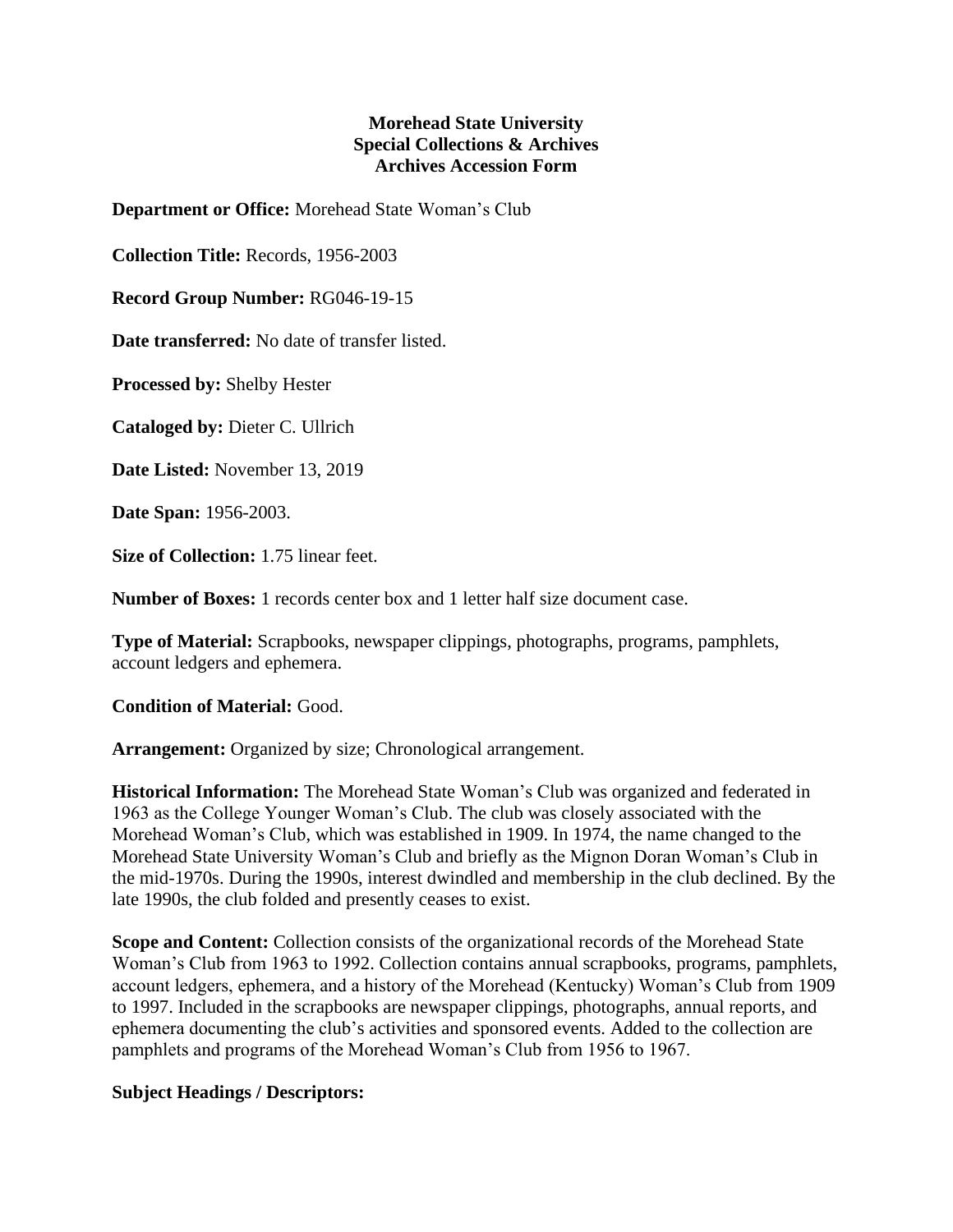**Morehead State University**
**Special Collections & Archives**
**Archives Accession Form**

**Department or Office:** Morehead State Woman's Club

**Collection Title:** Records, 1956-2003

**Record Group Number:** RG046-19-15

**Date transferred:** No date of transfer listed.

**Processed by:** Shelby Hester

**Cataloged by:** Dieter C. Ullrich

**Date Listed:** November 13, 2019

**Date Span:** 1956-2003.

**Size of Collection:** 1.75 linear feet.

**Number of Boxes:** 1 records center box and 1 letter half size document case.

**Type of Material:** Scrapbooks, newspaper clippings, photographs, programs, pamphlets, account ledgers and ephemera.

**Condition of Material:** Good.

**Arrangement:** Organized by size; Chronological arrangement.

**Historical Information:** The Morehead State Woman's Club was organized and federated in 1963 as the College Younger Woman's Club. The club was closely associated with the Morehead Woman's Club, which was established in 1909. In 1974, the name changed to the Morehead State University Woman's Club and briefly as the Mignon Doran Woman's Club in the mid-1970s. During the 1990s, interest dwindled and membership in the club declined. By the late 1990s, the club folded and presently ceases to exist.

**Scope and Content:** Collection consists of the organizational records of the Morehead State Woman's Club from 1963 to 1992. Collection contains annual scrapbooks, programs, pamphlets, account ledgers, ephemera, and a history of the Morehead (Kentucky) Woman's Club from 1909 to 1997. Included in the scrapbooks are newspaper clippings, photographs, annual reports, and ephemera documenting the club's activities and sponsored events. Added to the collection are pamphlets and programs of the Morehead Woman's Club from 1956 to 1967.

**Subject Headings / Descriptors:**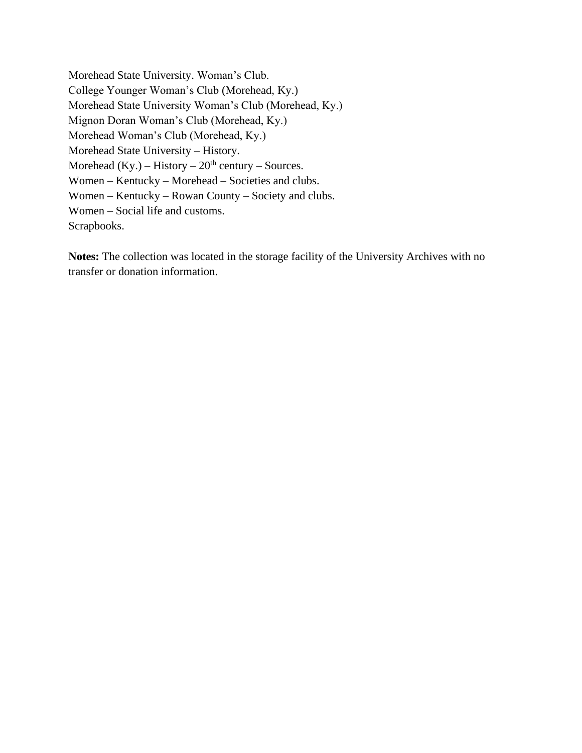Morehead State University. Woman's Club.
College Younger Woman's Club (Morehead, Ky.)
Morehead State University Woman's Club (Morehead, Ky.)
Mignon Doran Woman's Club (Morehead, Ky.)
Morehead Woman's Club (Morehead, Ky.)
Morehead State University – History.
Morehead (Ky.) – History – 20th century – Sources.
Women – Kentucky – Morehead – Societies and clubs.
Women – Kentucky – Rowan County – Society and clubs.
Women – Social life and customs.
Scrapbooks.

**Notes:** The collection was located in the storage facility of the University Archives with no transfer or donation information.